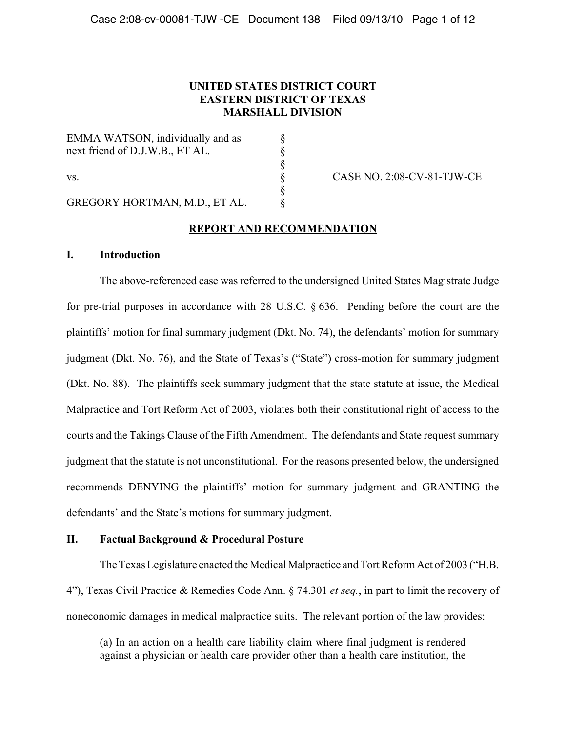**UNITED STATES DISTRICT COURT**
**EASTERN DISTRICT OF TEXAS**
**MARSHALL DIVISION**

| | | |
|---|---|---|
| EMMA WATSON, individually and as next friend of D.J.W.B., ET AL. | § | |
| | § | |
| vs. | § | CASE NO. 2:08-CV-81-TJW-CE |
| | § | |
| GREGORY HORTMAN, M.D., ET AL. | § | |

**REPORT AND RECOMMENDATION**

## I. Introduction

The above-referenced case was referred to the undersigned United States Magistrate Judge for pre-trial purposes in accordance with 28 U.S.C. § 636. Pending before the court are the plaintiffs' motion for final summary judgment (Dkt. No. 74), the defendants' motion for summary judgment (Dkt. No. 76), and the State of Texas's ("State") cross-motion for summary judgment (Dkt. No. 88). The plaintiffs seek summary judgment that the state statute at issue, the Medical Malpractice and Tort Reform Act of 2003, violates both their constitutional right of access to the courts and the Takings Clause of the Fifth Amendment. The defendants and State request summary judgment that the statute is not unconstitutional. For the reasons presented below, the undersigned recommends DENYING the plaintiffs' motion for summary judgment and GRANTING the defendants' and the State's motions for summary judgment.

## II. Factual Background & Procedural Posture

The Texas Legislature enacted the Medical Malpractice and Tort Reform Act of 2003 ("H.B. 4"), Texas Civil Practice & Remedies Code Ann. § 74.301 *et seq.*, in part to limit the recovery of noneconomic damages in medical malpractice suits. The relevant portion of the law provides:

> (a) In an action on a health care liability claim where final judgment is rendered against a physician or health care provider other than a health care institution, the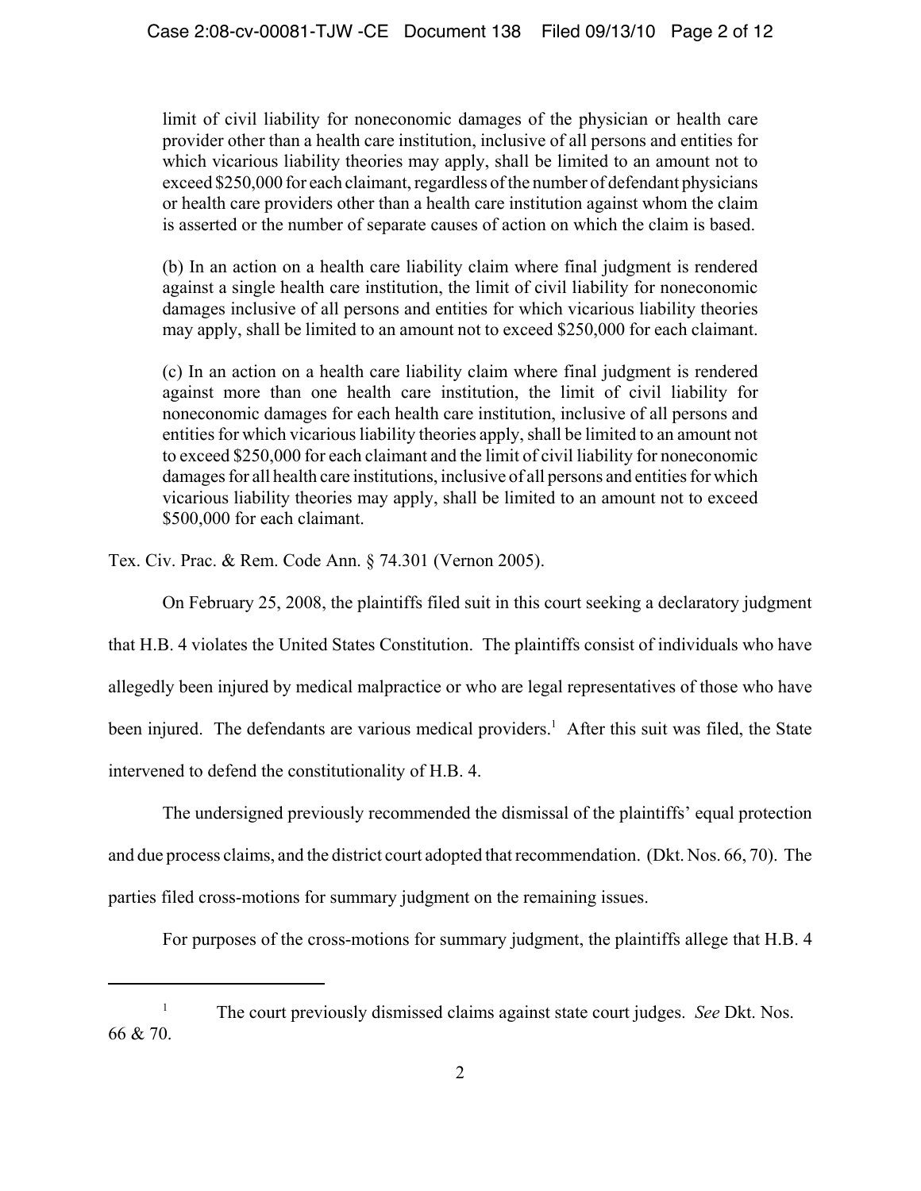> limit of civil liability for noneconomic damages of the physician or health care provider other than a health care institution, inclusive of all persons and entities for which vicarious liability theories may apply, shall be limited to an amount not to exceed $250,000 for each claimant, regardless of the number of defendant physicians or health care providers other than a health care institution against whom the claim is asserted or the number of separate causes of action on which the claim is based.
>
> (b) In an action on a health care liability claim where final judgment is rendered against a single health care institution, the limit of civil liability for noneconomic damages inclusive of all persons and entities for which vicarious liability theories may apply, shall be limited to an amount not to exceed $250,000 for each claimant.
>
> (c) In an action on a health care liability claim where final judgment is rendered against more than one health care institution, the limit of civil liability for noneconomic damages for each health care institution, inclusive of all persons and entities for which vicarious liability theories apply, shall be limited to an amount not to exceed $250,000 for each claimant and the limit of civil liability for noneconomic damages for all health care institutions, inclusive of all persons and entities for which vicarious liability theories may apply, shall be limited to an amount not to exceed $500,000 for each claimant.

Tex. Civ. Prac. & Rem. Code Ann. § 74.301 (Vernon 2005).

On February 25, 2008, the plaintiffs filed suit in this court seeking a declaratory judgment that H.B. 4 violates the United States Constitution. The plaintiffs consist of individuals who have allegedly been injured by medical malpractice or who are legal representatives of those who have been injured. The defendants are various medical providers.[1] After this suit was filed, the State intervened to defend the constitutionality of H.B. 4.

The undersigned previously recommended the dismissal of the plaintiffs' equal protection and due process claims, and the district court adopted that recommendation. (Dkt. Nos. 66, 70). The parties filed cross-motions for summary judgment on the remaining issues.

For purposes of the cross-motions for summary judgment, the plaintiffs allege that H.B. 4

---

[1] The court previously dismissed claims against state court judges. *See* Dkt. Nos. 66 & 70.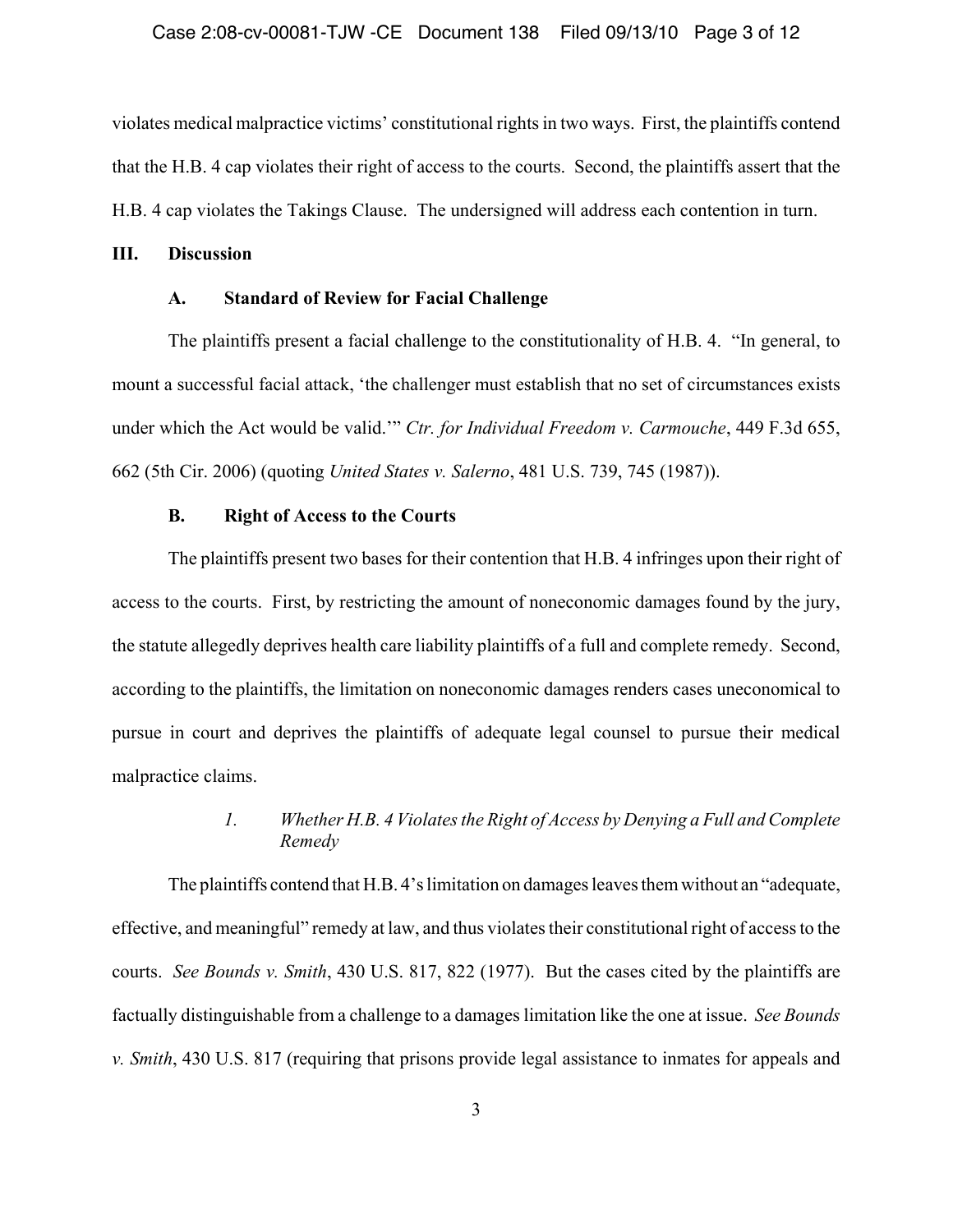violates medical malpractice victims' constitutional rights in two ways. First, the plaintiffs contend that the H.B. 4 cap violates their right of access to the courts. Second, the plaintiffs assert that the H.B. 4 cap violates the Takings Clause. The undersigned will address each contention in turn.

## III. Discussion

### A. Standard of Review for Facial Challenge

The plaintiffs present a facial challenge to the constitutionality of H.B. 4. "In general, to mount a successful facial attack, 'the challenger must establish that no set of circumstances exists under which the Act would be valid.'" *Ctr. for Individual Freedom v. Carmouche*, 449 F.3d 655, 662 (5th Cir. 2006) (quoting *United States v. Salerno*, 481 U.S. 739, 745 (1987)).

### B. Right of Access to the Courts

The plaintiffs present two bases for their contention that H.B. 4 infringes upon their right of access to the courts. First, by restricting the amount of noneconomic damages found by the jury, the statute allegedly deprives health care liability plaintiffs of a full and complete remedy. Second, according to the plaintiffs, the limitation on noneconomic damages renders cases uneconomical to pursue in court and deprives the plaintiffs of adequate legal counsel to pursue their medical malpractice claims.

#### *1. Whether H.B. 4 Violates the Right of Access by Denying a Full and Complete Remedy*

The plaintiffs contend that H.B. 4's limitation on damages leaves them without an "adequate, effective, and meaningful" remedy at law, and thus violates their constitutional right of access to the courts. *See Bounds v. Smith*, 430 U.S. 817, 822 (1977). But the cases cited by the plaintiffs are factually distinguishable from a challenge to a damages limitation like the one at issue. *See Bounds v. Smith*, 430 U.S. 817 (requiring that prisons provide legal assistance to inmates for appeals and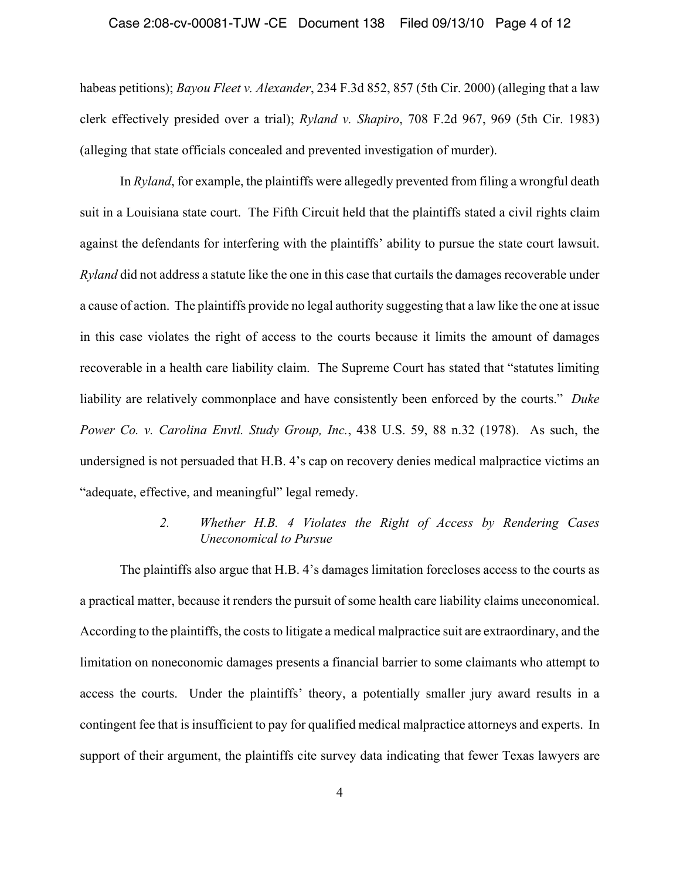habeas petitions); *Bayou Fleet v. Alexander*, 234 F.3d 852, 857 (5th Cir. 2000) (alleging that a law clerk effectively presided over a trial); *Ryland v. Shapiro*, 708 F.2d 967, 969 (5th Cir. 1983) (alleging that state officials concealed and prevented investigation of murder).

In *Ryland*, for example, the plaintiffs were allegedly prevented from filing a wrongful death suit in a Louisiana state court. The Fifth Circuit held that the plaintiffs stated a civil rights claim against the defendants for interfering with the plaintiffs' ability to pursue the state court lawsuit. *Ryland* did not address a statute like the one in this case that curtails the damages recoverable under a cause of action. The plaintiffs provide no legal authority suggesting that a law like the one at issue in this case violates the right of access to the courts because it limits the amount of damages recoverable in a health care liability claim. The Supreme Court has stated that "statutes limiting liability are relatively commonplace and have consistently been enforced by the courts." *Duke Power Co. v. Carolina Envtl. Study Group, Inc.*, 438 U.S. 59, 88 n.32 (1978). As such, the undersigned is not persuaded that H.B. 4's cap on recovery denies medical malpractice victims an "adequate, effective, and meaningful" legal remedy.

### *2. Whether H.B. 4 Violates the Right of Access by Rendering Cases Uneconomical to Pursue*

The plaintiffs also argue that H.B. 4's damages limitation forecloses access to the courts as a practical matter, because it renders the pursuit of some health care liability claims uneconomical. According to the plaintiffs, the costs to litigate a medical malpractice suit are extraordinary, and the limitation on noneconomic damages presents a financial barrier to some claimants who attempt to access the courts. Under the plaintiffs' theory, a potentially smaller jury award results in a contingent fee that is insufficient to pay for qualified medical malpractice attorneys and experts. In support of their argument, the plaintiffs cite survey data indicating that fewer Texas lawyers are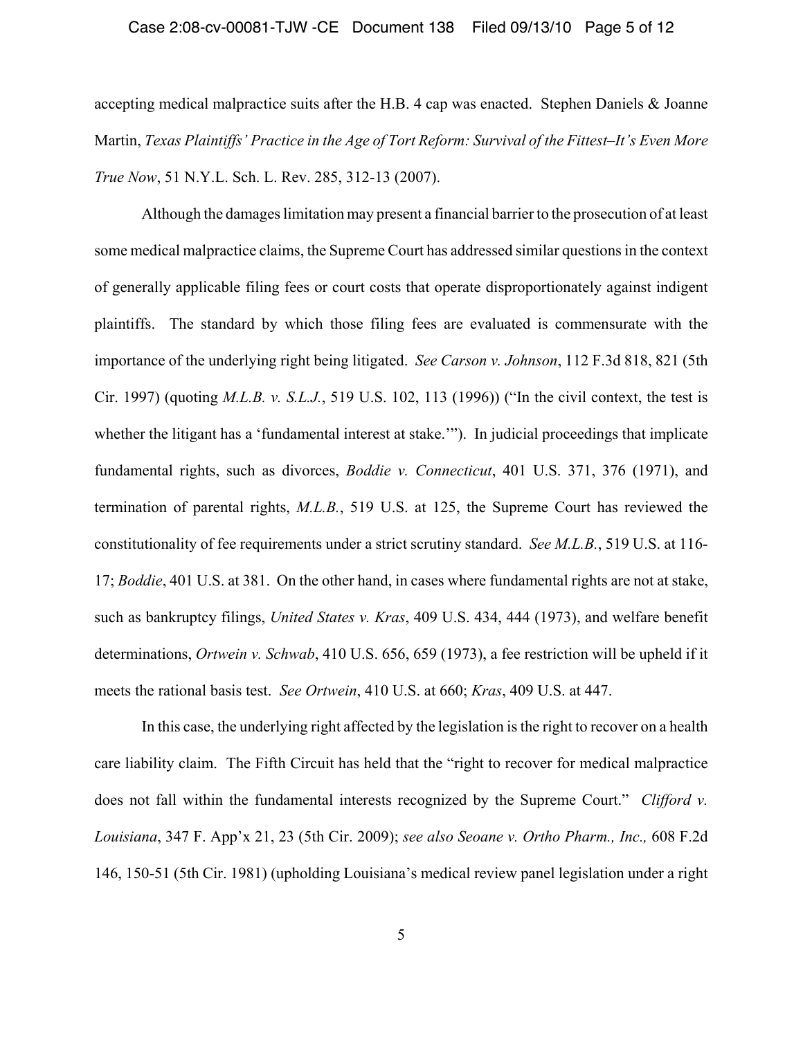accepting medical malpractice suits after the H.B. 4 cap was enacted. Stephen Daniels & Joanne Martin, *Texas Plaintiffs' Practice in the Age of Tort Reform: Survival of the Fittest–It's Even More True Now*, 51 N.Y.L. Sch. L. Rev. 285, 312-13 (2007).

Although the damages limitation may present a financial barrier to the prosecution of at least some medical malpractice claims, the Supreme Court has addressed similar questions in the context of generally applicable filing fees or court costs that operate disproportionately against indigent plaintiffs. The standard by which those filing fees are evaluated is commensurate with the importance of the underlying right being litigated. *See Carson v. Johnson*, 112 F.3d 818, 821 (5th Cir. 1997) (quoting *M.L.B. v. S.L.J.*, 519 U.S. 102, 113 (1996)) ("In the civil context, the test is whether the litigant has a 'fundamental interest at stake.'"). In judicial proceedings that implicate fundamental rights, such as divorces, *Boddie v. Connecticut*, 401 U.S. 371, 376 (1971), and termination of parental rights, *M.L.B.*, 519 U.S. at 125, the Supreme Court has reviewed the constitutionality of fee requirements under a strict scrutiny standard. *See M.L.B.*, 519 U.S. at 116-17; *Boddie*, 401 U.S. at 381. On the other hand, in cases where fundamental rights are not at stake, such as bankruptcy filings, *United States v. Kras*, 409 U.S. 434, 444 (1973), and welfare benefit determinations, *Ortwein v. Schwab*, 410 U.S. 656, 659 (1973), a fee restriction will be upheld if it meets the rational basis test. *See Ortwein*, 410 U.S. at 660; *Kras*, 409 U.S. at 447.

In this case, the underlying right affected by the legislation is the right to recover on a health care liability claim. The Fifth Circuit has held that the "right to recover for medical malpractice does not fall within the fundamental interests recognized by the Supreme Court." *Clifford v. Louisiana*, 347 F. App'x 21, 23 (5th Cir. 2009); *see also Seoane v. Ortho Pharm., Inc.,* 608 F.2d 146, 150-51 (5th Cir. 1981) (upholding Louisiana's medical review panel legislation under a right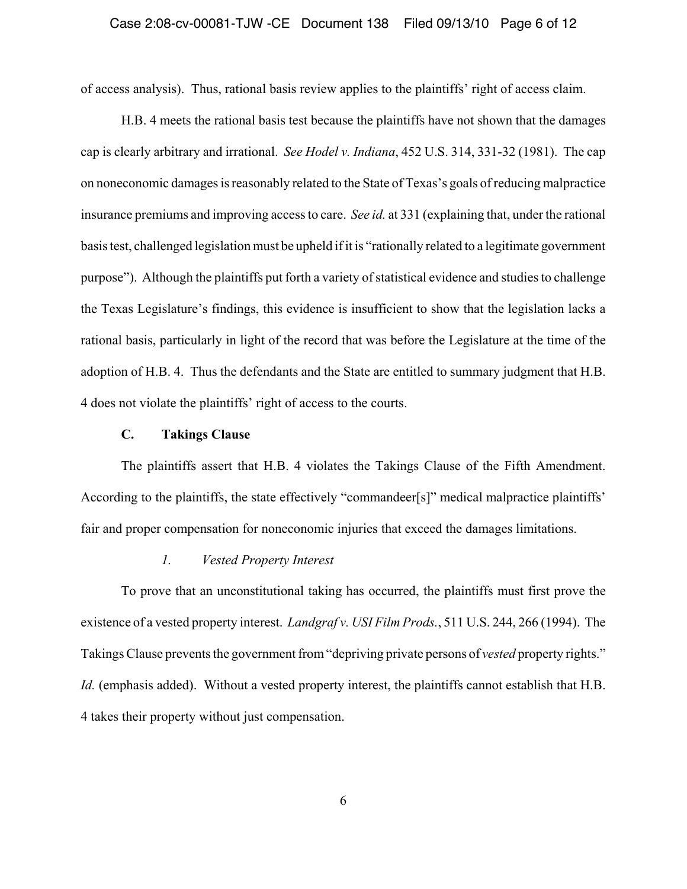of access analysis). Thus, rational basis review applies to the plaintiffs' right of access claim.

H.B. 4 meets the rational basis test because the plaintiffs have not shown that the damages cap is clearly arbitrary and irrational. *See Hodel v. Indiana*, 452 U.S. 314, 331-32 (1981). The cap on noneconomic damages is reasonably related to the State of Texas's goals of reducing malpractice insurance premiums and improving access to care. *See id.* at 331 (explaining that, under the rational basis test, challenged legislation must be upheld if it is "rationally related to a legitimate government purpose"). Although the plaintiffs put forth a variety of statistical evidence and studies to challenge the Texas Legislature's findings, this evidence is insufficient to show that the legislation lacks a rational basis, particularly in light of the record that was before the Legislature at the time of the adoption of H.B. 4. Thus the defendants and the State are entitled to summary judgment that H.B. 4 does not violate the plaintiffs' right of access to the courts.

### C. Takings Clause

The plaintiffs assert that H.B. 4 violates the Takings Clause of the Fifth Amendment. According to the plaintiffs, the state effectively "commandeer[s]" medical malpractice plaintiffs' fair and proper compensation for noneconomic injuries that exceed the damages limitations.

#### *1. Vested Property Interest*

To prove that an unconstitutional taking has occurred, the plaintiffs must first prove the existence of a vested property interest. *Landgraf v. USI Film Prods.*, 511 U.S. 244, 266 (1994). The Takings Clause prevents the government from "depriving private persons of *vested* property rights." *Id.* (emphasis added). Without a vested property interest, the plaintiffs cannot establish that H.B. 4 takes their property without just compensation.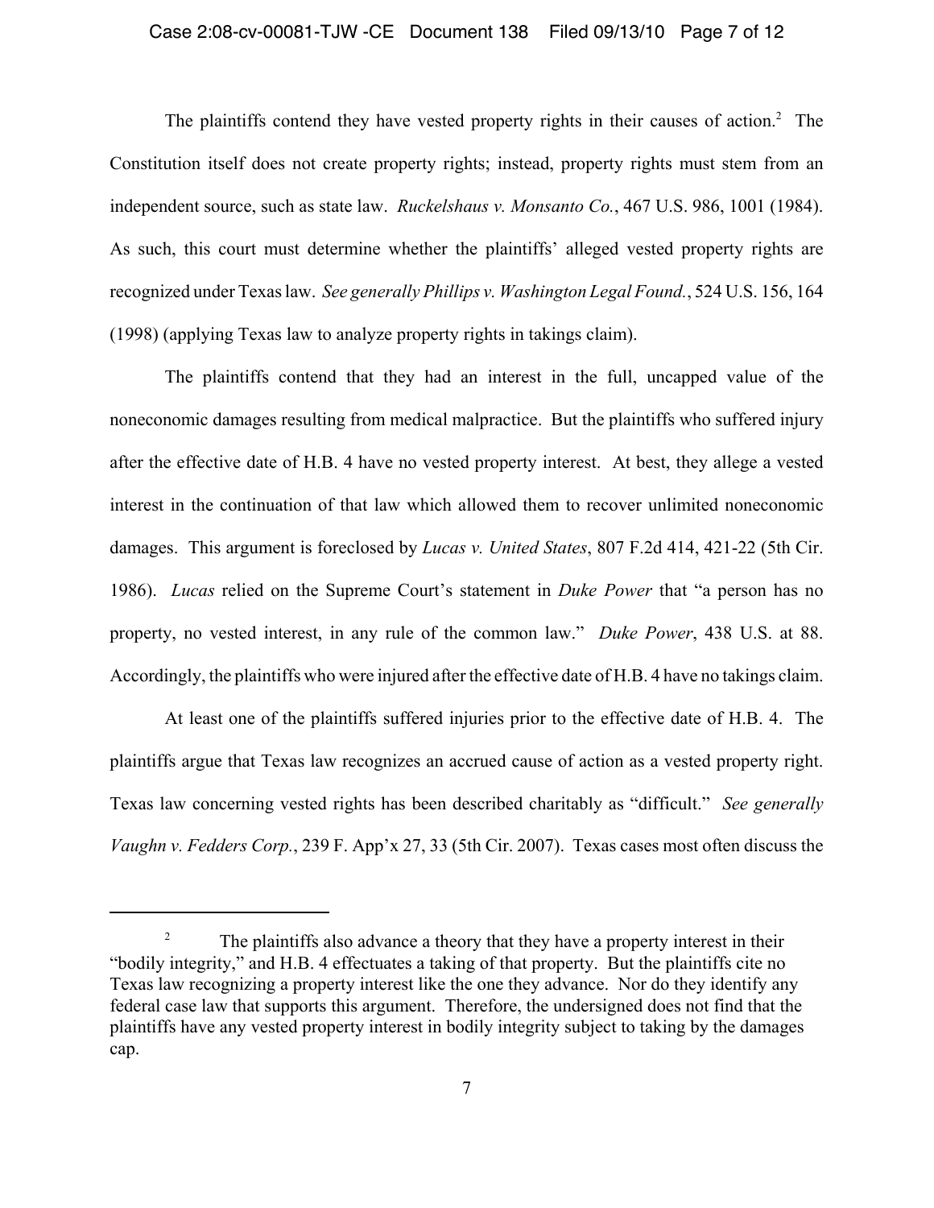The plaintiffs contend they have vested property rights in their causes of action.[2] The Constitution itself does not create property rights; instead, property rights must stem from an independent source, such as state law. *Ruckelshaus v. Monsanto Co.*, 467 U.S. 986, 1001 (1984). As such, this court must determine whether the plaintiffs' alleged vested property rights are recognized under Texas law. *See generally Phillips v. Washington Legal Found.*, 524 U.S. 156, 164 (1998) (applying Texas law to analyze property rights in takings claim).

The plaintiffs contend that they had an interest in the full, uncapped value of the noneconomic damages resulting from medical malpractice. But the plaintiffs who suffered injury after the effective date of H.B. 4 have no vested property interest. At best, they allege a vested interest in the continuation of that law which allowed them to recover unlimited noneconomic damages. This argument is foreclosed by *Lucas v. United States*, 807 F.2d 414, 421-22 (5th Cir. 1986). *Lucas* relied on the Supreme Court's statement in *Duke Power* that "a person has no property, no vested interest, in any rule of the common law." *Duke Power*, 438 U.S. at 88. Accordingly, the plaintiffs who were injured after the effective date of H.B. 4 have no takings claim.

At least one of the plaintiffs suffered injuries prior to the effective date of H.B. 4. The plaintiffs argue that Texas law recognizes an accrued cause of action as a vested property right. Texas law concerning vested rights has been described charitably as "difficult." *See generally Vaughn v. Fedders Corp.*, 239 F. App'x 27, 33 (5th Cir. 2007). Texas cases most often discuss the

---

[2] The plaintiffs also advance a theory that they have a property interest in their "bodily integrity," and H.B. 4 effectuates a taking of that property. But the plaintiffs cite no Texas law recognizing a property interest like the one they advance. Nor do they identify any federal case law that supports this argument. Therefore, the undersigned does not find that the plaintiffs have any vested property interest in bodily integrity subject to taking by the damages cap.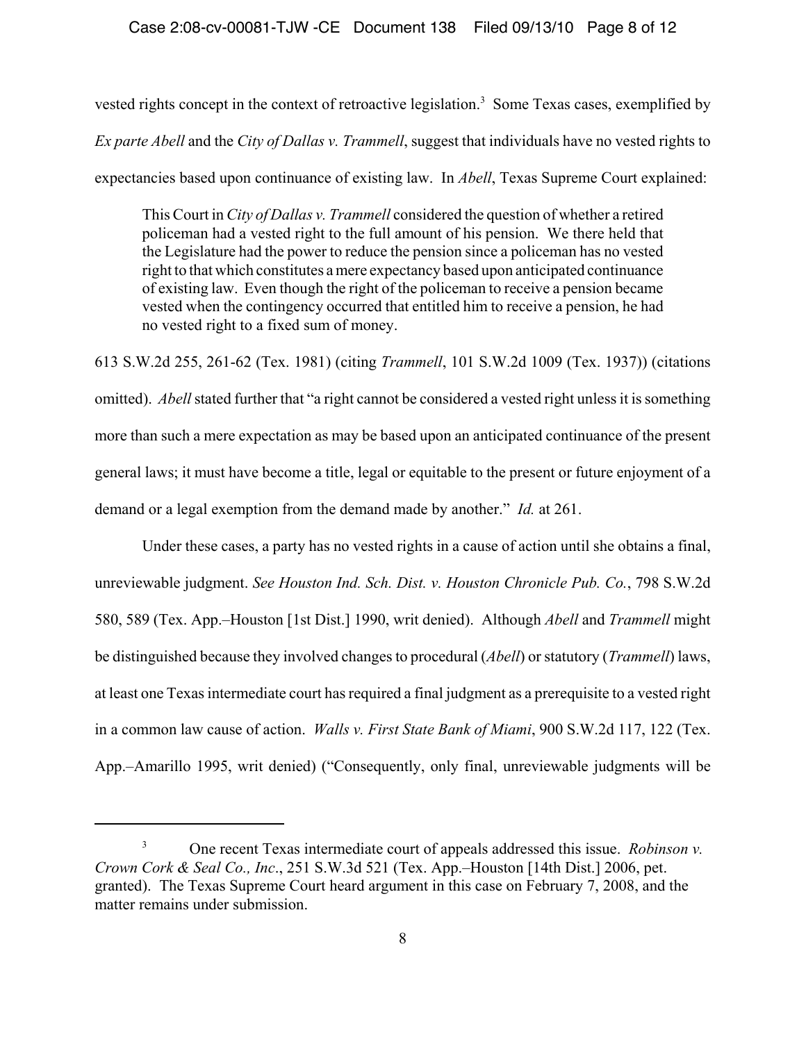vested rights concept in the context of retroactive legislation.[3] Some Texas cases, exemplified by *Ex parte Abell* and the *City of Dallas v. Trammell*, suggest that individuals have no vested rights to expectancies based upon continuance of existing law. In *Abell*, Texas Supreme Court explained:

> This Court in *City of Dallas v. Trammell* considered the question of whether a retired policeman had a vested right to the full amount of his pension. We there held that the Legislature had the power to reduce the pension since a policeman has no vested right to that which constitutes a mere expectancy based upon anticipated continuance of existing law. Even though the right of the policeman to receive a pension became vested when the contingency occurred that entitled him to receive a pension, he had no vested right to a fixed sum of money.

613 S.W.2d 255, 261-62 (Tex. 1981) (citing *Trammell*, 101 S.W.2d 1009 (Tex. 1937)) (citations omitted). *Abell* stated further that "a right cannot be considered a vested right unless it is something more than such a mere expectation as may be based upon an anticipated continuance of the present general laws; it must have become a title, legal or equitable to the present or future enjoyment of a demand or a legal exemption from the demand made by another." *Id.* at 261.

Under these cases, a party has no vested rights in a cause of action until she obtains a final, unreviewable judgment. *See Houston Ind. Sch. Dist. v. Houston Chronicle Pub. Co.*, 798 S.W.2d 580, 589 (Tex. App.–Houston [1st Dist.] 1990, writ denied). Although *Abell* and *Trammell* might be distinguished because they involved changes to procedural (*Abell*) or statutory (*Trammell*) laws, at least one Texas intermediate court has required a final judgment as a prerequisite to a vested right in a common law cause of action. *Walls v. First State Bank of Miami*, 900 S.W.2d 117, 122 (Tex. App.–Amarillo 1995, writ denied) ("Consequently, only final, unreviewable judgments will be

---

[3] One recent Texas intermediate court of appeals addressed this issue. *Robinson v. Crown Cork & Seal Co., Inc.*, 251 S.W.3d 521 (Tex. App.–Houston [14th Dist.] 2006, pet. granted). The Texas Supreme Court heard argument in this case on February 7, 2008, and the matter remains under submission.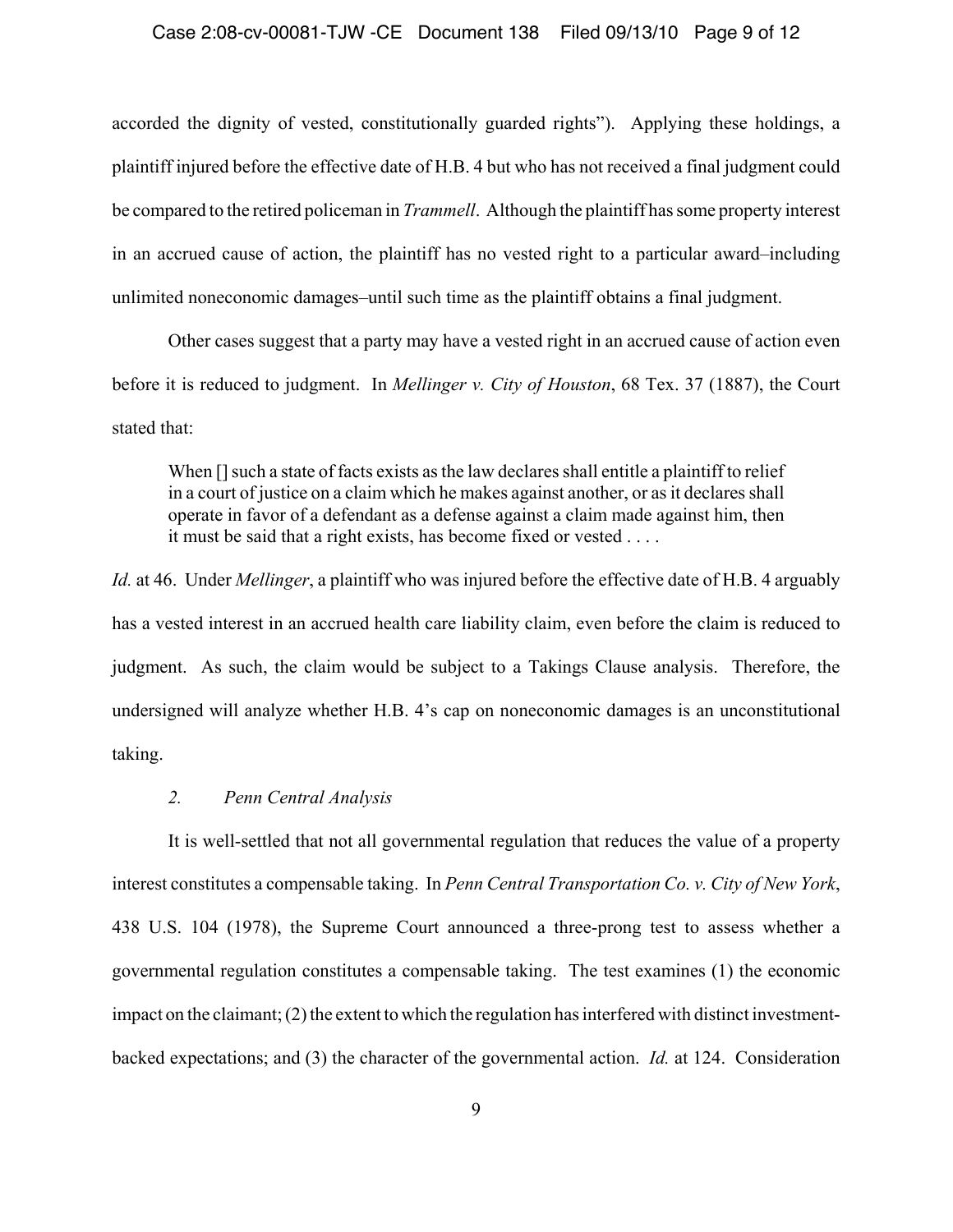accorded the dignity of vested, constitutionally guarded rights"). Applying these holdings, a plaintiff injured before the effective date of H.B. 4 but who has not received a final judgment could be compared to the retired policeman in *Trammell*. Although the plaintiff has some property interest in an accrued cause of action, the plaintiff has no vested right to a particular award–including unlimited noneconomic damages–until such time as the plaintiff obtains a final judgment.

Other cases suggest that a party may have a vested right in an accrued cause of action even before it is reduced to judgment. In *Mellinger v. City of Houston*, 68 Tex. 37 (1887), the Court stated that:

> When [] such a state of facts exists as the law declares shall entitle a plaintiff to relief in a court of justice on a claim which he makes against another, or as it declares shall operate in favor of a defendant as a defense against a claim made against him, then it must be said that a right exists, has become fixed or vested . . . .

*Id.* at 46. Under *Mellinger*, a plaintiff who was injured before the effective date of H.B. 4 arguably has a vested interest in an accrued health care liability claim, even before the claim is reduced to judgment. As such, the claim would be subject to a Takings Clause analysis. Therefore, the undersigned will analyze whether H.B. 4's cap on noneconomic damages is an unconstitutional taking.

### *2. Penn Central Analysis*

It is well-settled that not all governmental regulation that reduces the value of a property interest constitutes a compensable taking. In *Penn Central Transportation Co. v. City of New York*, 438 U.S. 104 (1978), the Supreme Court announced a three-prong test to assess whether a governmental regulation constitutes a compensable taking. The test examines (1) the economic impact on the claimant; (2) the extent to which the regulation has interfered with distinct investment-backed expectations; and (3) the character of the governmental action. *Id.* at 124. Consideration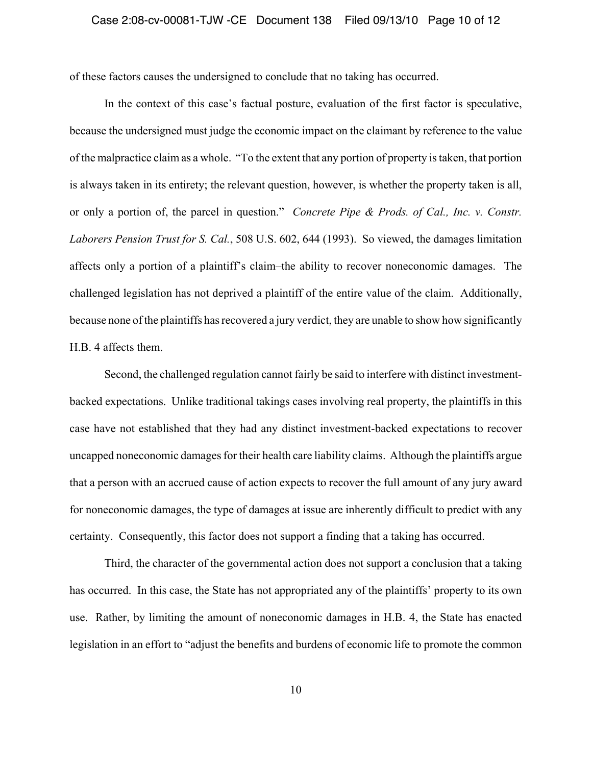of these factors causes the undersigned to conclude that no taking has occurred.

In the context of this case's factual posture, evaluation of the first factor is speculative, because the undersigned must judge the economic impact on the claimant by reference to the value of the malpractice claim as a whole. "To the extent that any portion of property is taken, that portion is always taken in its entirety; the relevant question, however, is whether the property taken is all, or only a portion of, the parcel in question." *Concrete Pipe & Prods. of Cal., Inc. v. Constr. Laborers Pension Trust for S. Cal.*, 508 U.S. 602, 644 (1993). So viewed, the damages limitation affects only a portion of a plaintiff's claim–the ability to recover noneconomic damages. The challenged legislation has not deprived a plaintiff of the entire value of the claim. Additionally, because none of the plaintiffs has recovered a jury verdict, they are unable to show how significantly H.B. 4 affects them.

Second, the challenged regulation cannot fairly be said to interfere with distinct investment-backed expectations. Unlike traditional takings cases involving real property, the plaintiffs in this case have not established that they had any distinct investment-backed expectations to recover uncapped noneconomic damages for their health care liability claims. Although the plaintiffs argue that a person with an accrued cause of action expects to recover the full amount of any jury award for noneconomic damages, the type of damages at issue are inherently difficult to predict with any certainty. Consequently, this factor does not support a finding that a taking has occurred.

Third, the character of the governmental action does not support a conclusion that a taking has occurred. In this case, the State has not appropriated any of the plaintiffs' property to its own use. Rather, by limiting the amount of noneconomic damages in H.B. 4, the State has enacted legislation in an effort to "adjust the benefits and burdens of economic life to promote the common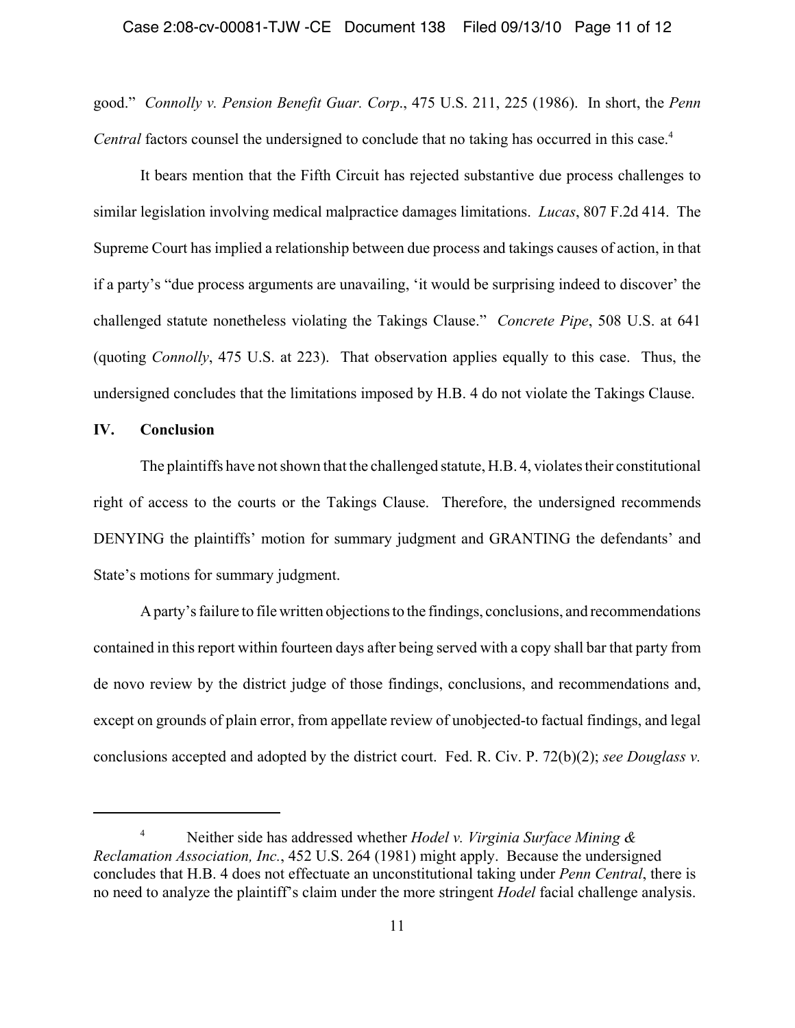good." *Connolly v. Pension Benefit Guar. Corp.*, 475 U.S. 211, 225 (1986). In short, the *Penn Central* factors counsel the undersigned to conclude that no taking has occurred in this case.[4]

It bears mention that the Fifth Circuit has rejected substantive due process challenges to similar legislation involving medical malpractice damages limitations. *Lucas*, 807 F.2d 414. The Supreme Court has implied a relationship between due process and takings causes of action, in that if a party's "due process arguments are unavailing, 'it would be surprising indeed to discover' the challenged statute nonetheless violating the Takings Clause." *Concrete Pipe*, 508 U.S. at 641 (quoting *Connolly*, 475 U.S. at 223). That observation applies equally to this case. Thus, the undersigned concludes that the limitations imposed by H.B. 4 do not violate the Takings Clause.

## IV. Conclusion

The plaintiffs have not shown that the challenged statute, H.B. 4, violates their constitutional right of access to the courts or the Takings Clause. Therefore, the undersigned recommends DENYING the plaintiffs' motion for summary judgment and GRANTING the defendants' and State's motions for summary judgment.

A party's failure to file written objections to the findings, conclusions, and recommendations contained in this report within fourteen days after being served with a copy shall bar that party from de novo review by the district judge of those findings, conclusions, and recommendations and, except on grounds of plain error, from appellate review of unobjected-to factual findings, and legal conclusions accepted and adopted by the district court. Fed. R. Civ. P. 72(b)(2); *see Douglass v.*

---

[4] Neither side has addressed whether *Hodel v. Virginia Surface Mining & Reclamation Association, Inc.*, 452 U.S. 264 (1981) might apply. Because the undersigned concludes that H.B. 4 does not effectuate an unconstitutional taking under *Penn Central*, there is no need to analyze the plaintiff's claim under the more stringent *Hodel* facial challenge analysis.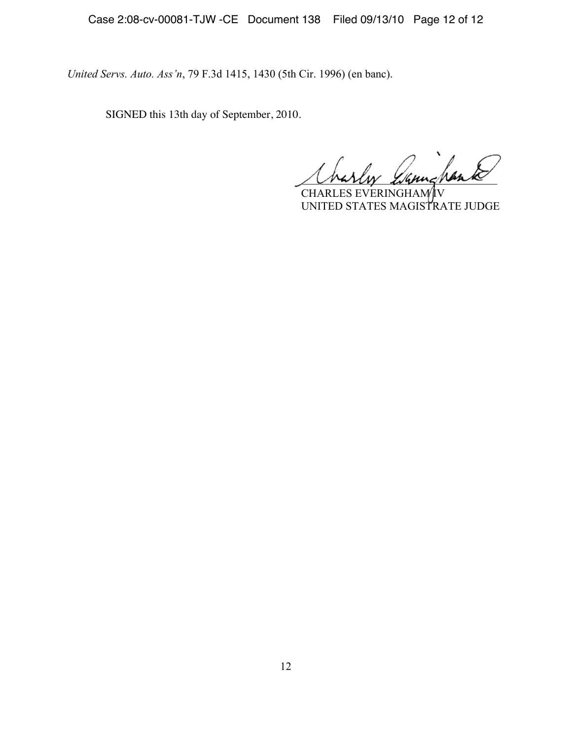*United Servs. Auto. Ass'n*, 79 F.3d 1415, 1430 (5th Cir. 1996) (en banc).

SIGNED this 13th day of September, 2010.

CHARLES EVERINGHAM IV
UNITED STATES MAGISTRATE JUDGE